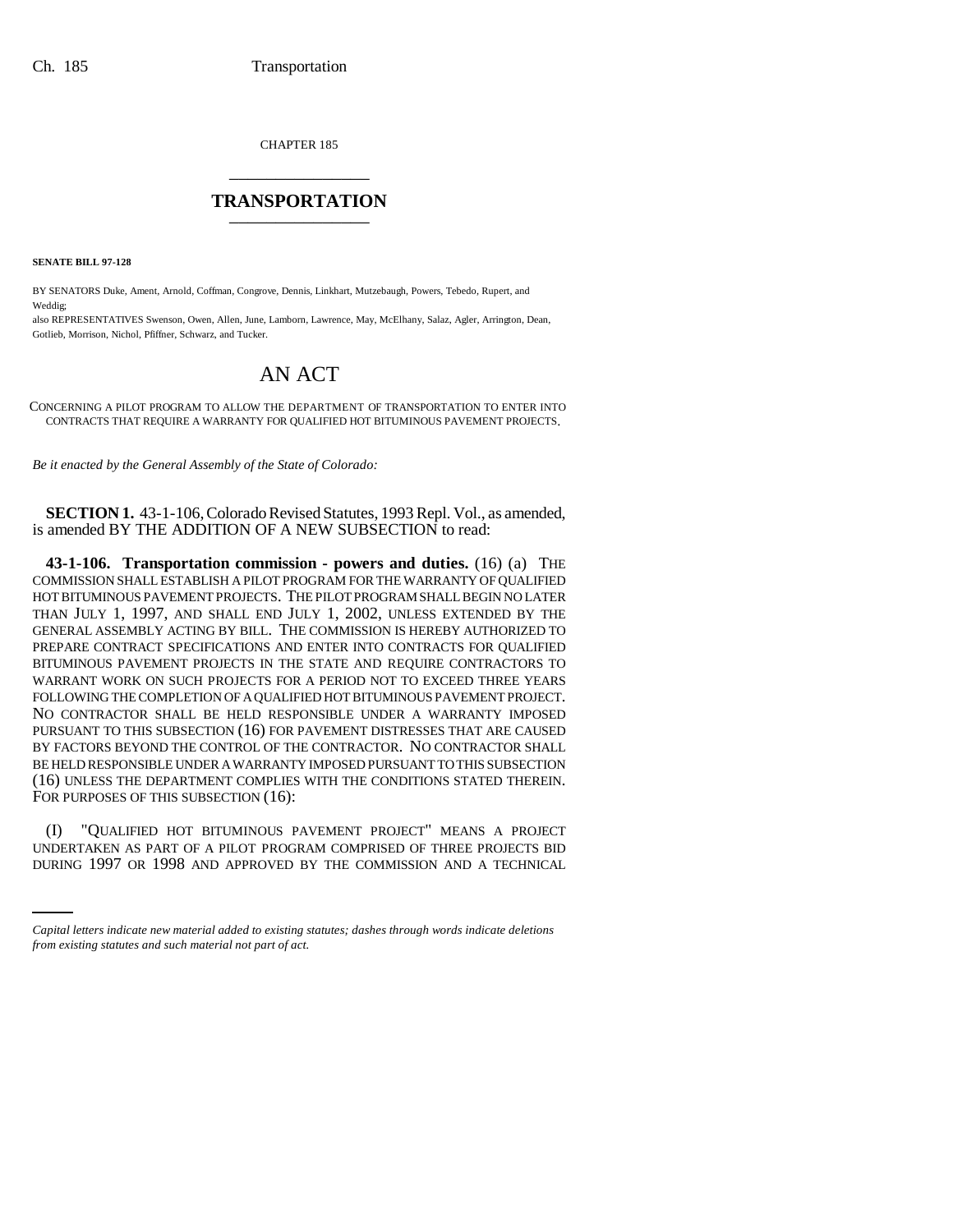CHAPTER 185

# TRANSPORTATION

**SENATE BILL 97-128**

BY SENATORS Duke, Ament, Arnold, Coffman, Congrove, Dennis, Linkhart, Mutzebaugh, Powers, Tebedo, Rupert, and Weddig;
also REPRESENTATIVES Swenson, Owen, Allen, June, Lamborn, Lawrence, May, McElhany, Salaz, Agler, Arrington, Dean, Gotlieb, Morrison, Nichol, Pfiffner, Schwarz, and Tucker.

# AN ACT

CONCERNING A PILOT PROGRAM TO ALLOW THE DEPARTMENT OF TRANSPORTATION TO ENTER INTO CONTRACTS THAT REQUIRE A WARRANTY FOR QUALIFIED HOT BITUMINOUS PAVEMENT PROJECTS.

*Be it enacted by the General Assembly of the State of Colorado:*

**SECTION 1.** 43-1-106, Colorado Revised Statutes, 1993 Repl. Vol., as amended, is amended BY THE ADDITION OF A NEW SUBSECTION to read:

**43-1-106. Transportation commission - powers and duties.** (16) (a) THE COMMISSION SHALL ESTABLISH A PILOT PROGRAM FOR THE WARRANTY OF QUALIFIED HOT BITUMINOUS PAVEMENT PROJECTS. THE PILOT PROGRAM SHALL BEGIN NO LATER THAN JULY 1, 1997, AND SHALL END JULY 1, 2002, UNLESS EXTENDED BY THE GENERAL ASSEMBLY ACTING BY BILL. THE COMMISSION IS HEREBY AUTHORIZED TO PREPARE CONTRACT SPECIFICATIONS AND ENTER INTO CONTRACTS FOR QUALIFIED BITUMINOUS PAVEMENT PROJECTS IN THE STATE AND REQUIRE CONTRACTORS TO WARRANT WORK ON SUCH PROJECTS FOR A PERIOD NOT TO EXCEED THREE YEARS FOLLOWING THE COMPLETION OF A QUALIFIED HOT BITUMINOUS PAVEMENT PROJECT. NO CONTRACTOR SHALL BE HELD RESPONSIBLE UNDER A WARRANTY IMPOSED PURSUANT TO THIS SUBSECTION (16) FOR PAVEMENT DISTRESSES THAT ARE CAUSED BY FACTORS BEYOND THE CONTROL OF THE CONTRACTOR. NO CONTRACTOR SHALL BE HELD RESPONSIBLE UNDER A WARRANTY IMPOSED PURSUANT TO THIS SUBSECTION (16) UNLESS THE DEPARTMENT COMPLIES WITH THE CONDITIONS STATED THEREIN. FOR PURPOSES OF THIS SUBSECTION (16):

(I) "QUALIFIED HOT BITUMINOUS PAVEMENT PROJECT" MEANS A PROJECT UNDERTAKEN AS PART OF A PILOT PROGRAM COMPRISED OF THREE PROJECTS BID DURING 1997 OR 1998 AND APPROVED BY THE COMMISSION AND A TECHNICAL

*Capital letters indicate new material added to existing statutes; dashes through words indicate deletions from existing statutes and such material not part of act.*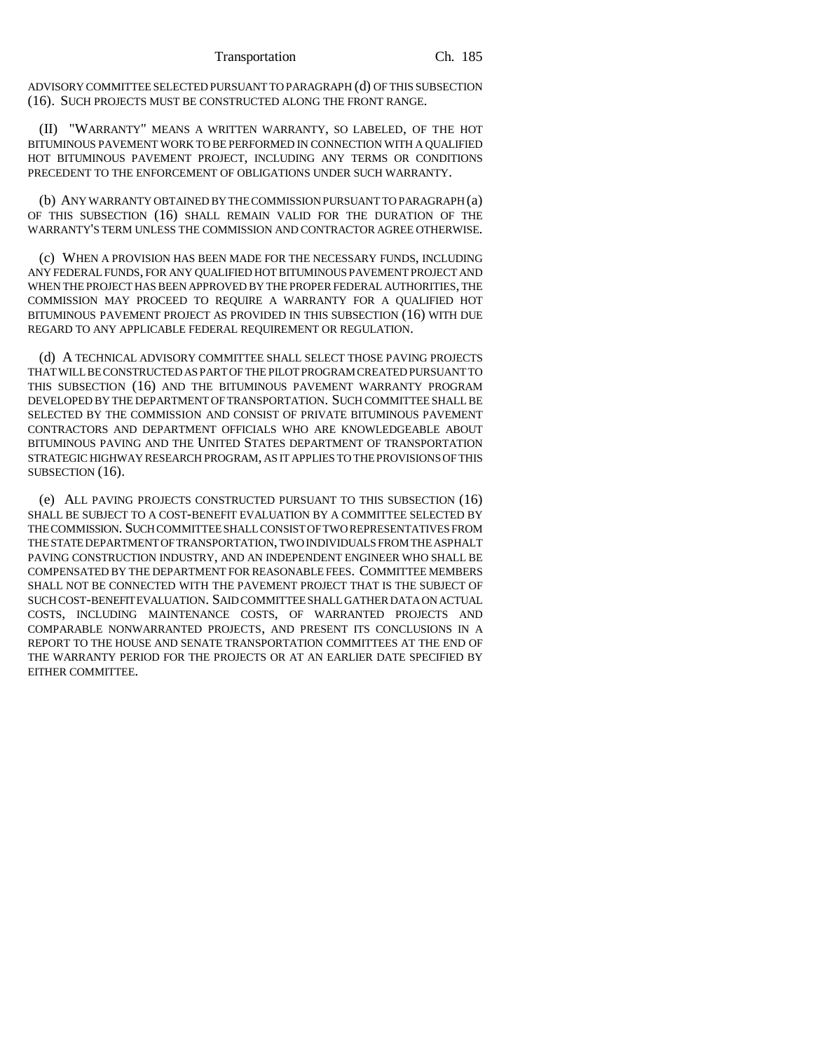ADVISORY COMMITTEE SELECTED PURSUANT TO PARAGRAPH (d) OF THIS SUBSECTION (16). SUCH PROJECTS MUST BE CONSTRUCTED ALONG THE FRONT RANGE.

(II) "WARRANTY" MEANS A WRITTEN WARRANTY, SO LABELED, OF THE HOT BITUMINOUS PAVEMENT WORK TO BE PERFORMED IN CONNECTION WITH A QUALIFIED HOT BITUMINOUS PAVEMENT PROJECT, INCLUDING ANY TERMS OR CONDITIONS PRECEDENT TO THE ENFORCEMENT OF OBLIGATIONS UNDER SUCH WARRANTY.

(b) ANY WARRANTY OBTAINED BY THE COMMISSION PURSUANT TO PARAGRAPH (a) OF THIS SUBSECTION (16) SHALL REMAIN VALID FOR THE DURATION OF THE WARRANTY'S TERM UNLESS THE COMMISSION AND CONTRACTOR AGREE OTHERWISE.

(c) WHEN A PROVISION HAS BEEN MADE FOR THE NECESSARY FUNDS, INCLUDING ANY FEDERAL FUNDS, FOR ANY QUALIFIED HOT BITUMINOUS PAVEMENT PROJECT AND WHEN THE PROJECT HAS BEEN APPROVED BY THE PROPER FEDERAL AUTHORITIES, THE COMMISSION MAY PROCEED TO REQUIRE A WARRANTY FOR A QUALIFIED HOT BITUMINOUS PAVEMENT PROJECT AS PROVIDED IN THIS SUBSECTION (16) WITH DUE REGARD TO ANY APPLICABLE FEDERAL REQUIREMENT OR REGULATION.

(d) A TECHNICAL ADVISORY COMMITTEE SHALL SELECT THOSE PAVING PROJECTS THAT WILL BE CONSTRUCTED AS PART OF THE PILOT PROGRAM CREATED PURSUANT TO THIS SUBSECTION (16) AND THE BITUMINOUS PAVEMENT WARRANTY PROGRAM DEVELOPED BY THE DEPARTMENT OF TRANSPORTATION. SUCH COMMITTEE SHALL BE SELECTED BY THE COMMISSION AND CONSIST OF PRIVATE BITUMINOUS PAVEMENT CONTRACTORS AND DEPARTMENT OFFICIALS WHO ARE KNOWLEDGEABLE ABOUT BITUMINOUS PAVING AND THE UNITED STATES DEPARTMENT OF TRANSPORTATION STRATEGIC HIGHWAY RESEARCH PROGRAM, AS IT APPLIES TO THE PROVISIONS OF THIS SUBSECTION (16).

(e) ALL PAVING PROJECTS CONSTRUCTED PURSUANT TO THIS SUBSECTION (16) SHALL BE SUBJECT TO A COST-BENEFIT EVALUATION BY A COMMITTEE SELECTED BY THE COMMISSION. SUCH COMMITTEE SHALL CONSIST OF TWO REPRESENTATIVES FROM THE STATE DEPARTMENT OF TRANSPORTATION, TWO INDIVIDUALS FROM THE ASPHALT PAVING CONSTRUCTION INDUSTRY, AND AN INDEPENDENT ENGINEER WHO SHALL BE COMPENSATED BY THE DEPARTMENT FOR REASONABLE FEES. COMMITTEE MEMBERS SHALL NOT BE CONNECTED WITH THE PAVEMENT PROJECT THAT IS THE SUBJECT OF SUCH COST-BENEFIT EVALUATION. SAID COMMITTEE SHALL GATHER DATA ON ACTUAL COSTS, INCLUDING MAINTENANCE COSTS, OF WARRANTED PROJECTS AND COMPARABLE NONWARRANTED PROJECTS, AND PRESENT ITS CONCLUSIONS IN A REPORT TO THE HOUSE AND SENATE TRANSPORTATION COMMITTEES AT THE END OF THE WARRANTY PERIOD FOR THE PROJECTS OR AT AN EARLIER DATE SPECIFIED BY EITHER COMMITTEE.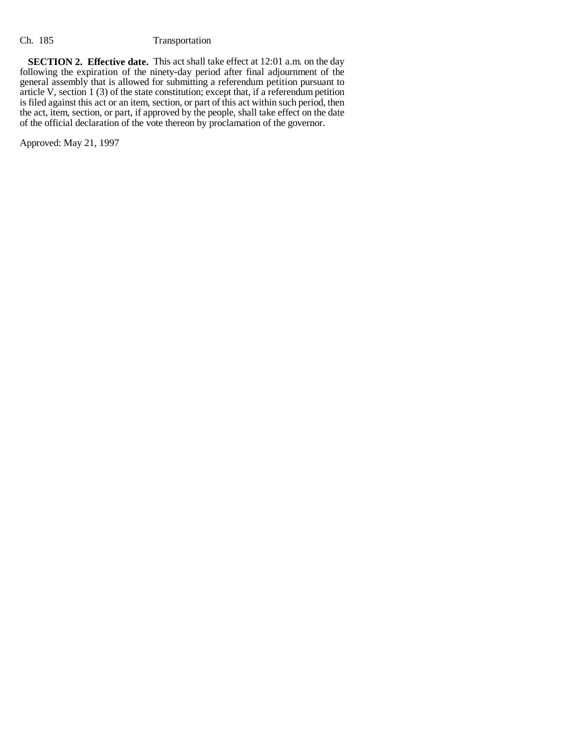**SECTION 2. Effective date.** This act shall take effect at 12:01 a.m. on the day following the expiration of the ninety-day period after final adjournment of the general assembly that is allowed for submitting a referendum petition pursuant to article V, section 1 (3) of the state constitution; except that, if a referendum petition is filed against this act or an item, section, or part of this act within such period, then the act, item, section, or part, if approved by the people, shall take effect on the date of the official declaration of the vote thereon by proclamation of the governor.

Approved: May 21, 1997